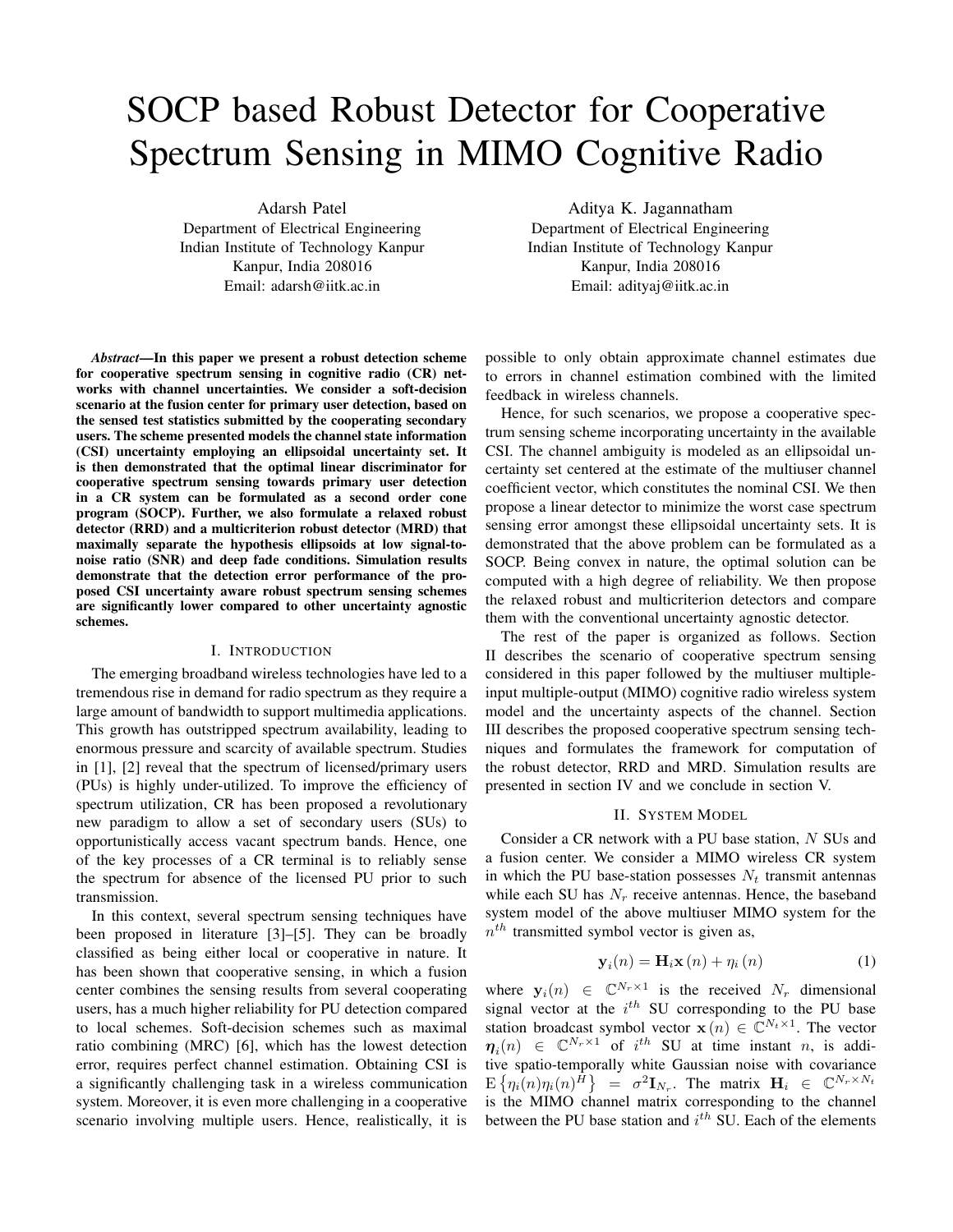# SOCP based Robust Detector for Cooperative Spectrum Sensing in MIMO Cognitive Radio

Adarsh Patel
Department of Electrical Engineering
Indian Institute of Technology Kanpur
Kanpur, India 208016
Email: adarsh@iitk.ac.in

Aditya K. Jagannatham
Department of Electrical Engineering
Indian Institute of Technology Kanpur
Kanpur, India 208016
Email: adityaj@iitk.ac.in

***Abstract*—In this paper we present a robust detection scheme for cooperative spectrum sensing in cognitive radio (CR) networks with channel uncertainties. We consider a soft-decision scenario at the fusion center for primary user detection, based on the sensed test statistics submitted by the cooperating secondary users. The scheme presented models the channel state information (CSI) uncertainty employing an ellipsoidal uncertainty set. It is then demonstrated that the optimal linear discriminator for cooperative spectrum sensing towards primary user detection in a CR system can be formulated as a second order cone program (SOCP). Further, we also formulate a relaxed robust detector (RRD) and a multicriterion robust detector (MRD) that maximally separate the hypothesis ellipsoids at low signal-to-noise ratio (SNR) and deep fade conditions. Simulation results demonstrate that the detection error performance of the proposed CSI uncertainty aware robust spectrum sensing schemes are significantly lower compared to other uncertainty agnostic schemes.**

## I. Introduction

The emerging broadband wireless technologies have led to a tremendous rise in demand for radio spectrum as they require a large amount of bandwidth to support multimedia applications. This growth has outstripped spectrum availability, leading to enormous pressure and scarcity of available spectrum. Studies in [1], [2] reveal that the spectrum of licensed/primary users (PUs) is highly under-utilized. To improve the efficiency of spectrum utilization, CR has been proposed a revolutionary new paradigm to allow a set of secondary users (SUs) to opportunistically access vacant spectrum bands. Hence, one of the key processes of a CR terminal is to reliably sense the spectrum for absence of the licensed PU prior to such transmission.

In this context, several spectrum sensing techniques have been proposed in literature [3]–[5]. They can be broadly classified as being either local or cooperative in nature. It has been shown that cooperative sensing, in which a fusion center combines the sensing results from several cooperating users, has a much higher reliability for PU detection compared to local schemes. Soft-decision schemes such as maximal ratio combining (MRC) [6], which has the lowest detection error, requires perfect channel estimation. Obtaining CSI is a significantly challenging task in a wireless communication system. Moreover, it is even more challenging in a cooperative scenario involving multiple users. Hence, realistically, it is possible to only obtain approximate channel estimates due to errors in channel estimation combined with the limited feedback in wireless channels.

Hence, for such scenarios, we propose a cooperative spectrum sensing scheme incorporating uncertainty in the available CSI. The channel ambiguity is modeled as an ellipsoidal uncertainty set centered at the estimate of the multiuser channel coefficient vector, which constitutes the nominal CSI. We then propose a linear detector to minimize the worst case spectrum sensing error amongst these ellipsoidal uncertainty sets. It is demonstrated that the above problem can be formulated as a SOCP. Being convex in nature, the optimal solution can be computed with a high degree of reliability. We then propose the relaxed robust and multicriterion detectors and compare them with the conventional uncertainty agnostic detector.

The rest of the paper is organized as follows. Section II describes the scenario of cooperative spectrum sensing considered in this paper followed by the multiuser multiple-input multiple-output (MIMO) cognitive radio wireless system model and the uncertainty aspects of the channel. Section III describes the proposed cooperative spectrum sensing techniques and formulates the framework for computation of the robust detector, RRD and MRD. Simulation results are presented in section IV and we conclude in section V.

## II. System Model

Consider a CR network with a PU base station, $N$ SUs and a fusion center. We consider a MIMO wireless CR system in which the PU base-station possesses $N_t$ transmit antennas while each SU has $N_r$ receive antennas. Hence, the baseband system model of the above multiuser MIMO system for the $n^{th}$ transmitted symbol vector is given as,

$$\mathbf{y}_i(n) = \mathbf{H}_i \mathbf{x}(n) + \eta_i(n) \tag{1}$$

where $\mathbf{y}_i(n) \in \mathbb{C}^{N_r \times 1}$ is the received $N_r$ dimensional signal vector at the $i^{th}$ SU corresponding to the PU base station broadcast symbol vector $\mathbf{x}(n) \in \mathbb{C}^{N_t \times 1}$. The vector $\boldsymbol{\eta}_i(n) \in \mathbb{C}^{N_r \times 1}$ of $i^{th}$ SU at time instant $n$, is additive spatio-temporally white Gaussian noise with covariance $\mathrm{E}\left\{\eta_i(n)\eta_i(n)^H\right\} = \sigma^2 \mathbf{I}_{N_r}$. The matrix $\mathbf{H}_i \in \mathbb{C}^{N_r \times N_t}$ is the MIMO channel matrix corresponding to the channel between the PU base station and $i^{th}$ SU. Each of the elements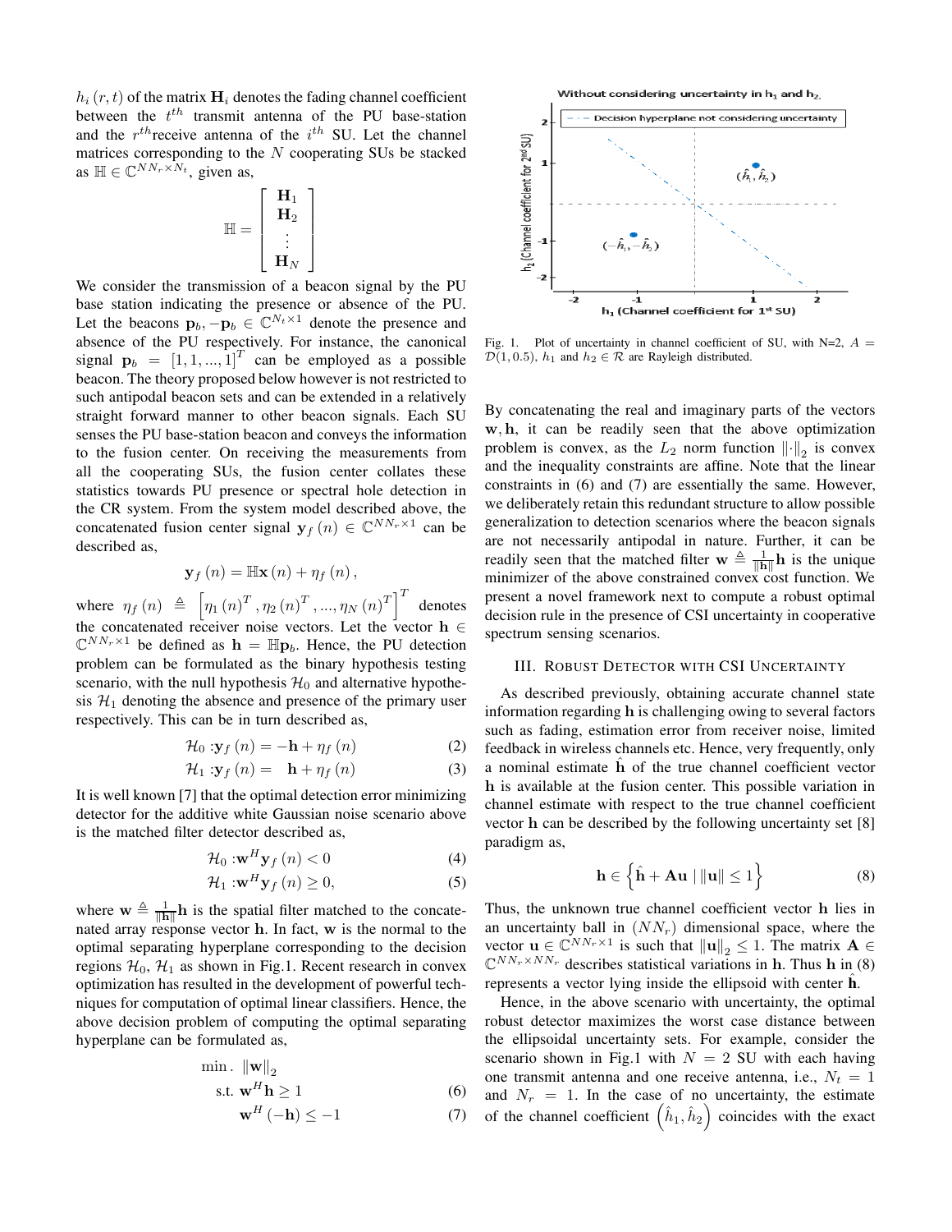$h_i(r,t)$ of the matrix $\mathbf{H}_i$ denotes the fading channel coefficient between the $t^{th}$ transmit antenna of the PU base-station and the $r^{th}$receive antenna of the $i^{th}$ SU. Let the channel matrices corresponding to the $N$ cooperating SUs be stacked as $\mathbb{H} \in \mathbb{C}^{NN_r \times N_t}$, given as,

$$\mathbb{H} = \begin{bmatrix} \mathbf{H}_1 \\ \mathbf{H}_2 \\ \vdots \\ \mathbf{H}_N \end{bmatrix}$$

We consider the transmission of a beacon signal by the PU base station indicating the presence or absence of the PU. Let the beacons $\mathbf{p}_b, -\mathbf{p}_b \in \mathbb{C}^{N_t \times 1}$ denote the presence and absence of the PU respectively. For instance, the canonical signal $\mathbf{p}_b = [1, 1, ..., 1]^T$ can be employed as a possible beacon. The theory proposed below however is not restricted to such antipodal beacon sets and can be extended in a relatively straight forward manner to other beacon signals. Each SU senses the PU base-station beacon and conveys the information to the fusion center. On receiving the measurements from all the cooperating SUs, the fusion center collates these statistics towards PU presence or spectral hole detection in the CR system. From the system model described above, the concatenated fusion center signal $\mathbf{y}_f(n) \in \mathbb{C}^{NN_r \times 1}$ can be described as,

$$\mathbf{y}_f(n) = \mathbb{H}\mathbf{x}(n) + \eta_f(n),$$

where $\eta_f(n) \triangleq \left[\eta_1(n)^T, \eta_2(n)^T, ..., \eta_N(n)^T\right]^T$ denotes the concatenated receiver noise vectors. Let the vector $\mathbf{h} \in \mathbb{C}^{NN_r \times 1}$ be defined as $\mathbf{h} = \mathbb{H}\mathbf{p}_b$. Hence, the PU detection problem can be formulated as the binary hypothesis testing scenario, with the null hypothesis $\mathcal{H}_0$ and alternative hypothesis $\mathcal{H}_1$ denoting the absence and presence of the primary user respectively. This can be in turn described as,

$$\mathcal{H}_0 : \mathbf{y}_f(n) = -\mathbf{h} + \eta_f(n) \tag{2}$$

$$\mathcal{H}_1 : \mathbf{y}_f(n) = \mathbf{h} + \eta_f(n) \tag{3}$$

It is well known [7] that the optimal detection error minimizing detector for the additive white Gaussian noise scenario above is the matched filter detector described as,

$$\mathcal{H}_0 : \mathbf{w}^H \mathbf{y}_f(n) < 0 \tag{4}$$

$$\mathcal{H}_1 : \mathbf{w}^H \mathbf{y}_f(n) \geq 0, \tag{5}$$

where $\mathbf{w} \triangleq \frac{1}{\|\mathbf{h}\|}\mathbf{h}$ is the spatial filter matched to the concatenated array response vector $\mathbf{h}$. In fact, $\mathbf{w}$ is the normal to the optimal separating hyperplane corresponding to the decision regions $\mathcal{H}_0, \mathcal{H}_1$ as shown in Fig.1. Recent research in convex optimization has resulted in the development of powerful techniques for computation of optimal linear classifiers. Hence, the above decision problem of computing the optimal separating hyperplane can be formulated as,

$$\begin{aligned} \min . \ & \|\mathbf{w}\|_2 \\ \text{s.t. } & \mathbf{w}^H \mathbf{h} \geq 1 \quad (6) \\ & \mathbf{w}^H(-\mathbf{h}) \leq -1 \quad (7) \end{aligned}$$

Fig. 1. Plot of uncertainty in channel coefficient of SU, with N=2, $A = \mathcal{D}(1, 0.5)$, $h_1$ and $h_2 \in \mathcal{R}$ are Rayleigh distributed.

By concatenating the real and imaginary parts of the vectors $\mathbf{w}, \mathbf{h}$, it can be readily seen that the above optimization problem is convex, as the $L_2$ norm function $\|\cdot\|_2$ is convex and the inequality constraints are affine. Note that the linear constraints in (6) and (7) are essentially the same. However, we deliberately retain this redundant structure to allow possible generalization to detection scenarios where the beacon signals are not necessarily antipodal in nature. Further, it can be readily seen that the matched filter $\mathbf{w} \triangleq \frac{1}{\|\mathbf{h}\|}\mathbf{h}$ is the unique minimizer of the above constrained convex cost function. We present a novel framework next to compute a robust optimal decision rule in the presence of CSI uncertainty in cooperative spectrum sensing scenarios.

## III. Robust Detector with CSI Uncertainty

As described previously, obtaining accurate channel state information regarding $\mathbf{h}$ is challenging owing to several factors such as fading, estimation error from receiver noise, limited feedback in wireless channels etc. Hence, very frequently, only a nominal estimate $\hat{\mathbf{h}}$ of the true channel coefficient vector $\mathbf{h}$ is available at the fusion center. This possible variation in channel estimate with respect to the true channel coefficient vector $\mathbf{h}$ can be described by the following uncertainty set [8] paradigm as,

$$\mathbf{h} \in \left\{\hat{\mathbf{h}} + \mathbf{A}\mathbf{u} \mid \|\mathbf{u}\| \leq 1\right\} \tag{8}$$

Thus, the unknown true channel coefficient vector $\mathbf{h}$ lies in an uncertainty ball in $(NN_r)$ dimensional space, where the vector $\mathbf{u} \in \mathbb{C}^{NN_r \times 1}$ is such that $\|\mathbf{u}\|_2 \leq 1$. The matrix $\mathbf{A} \in \mathbb{C}^{NN_r \times NN_r}$ describes statistical variations in $\mathbf{h}$. Thus $\mathbf{h}$ in (8) represents a vector lying inside the ellipsoid with center $\hat{\mathbf{h}}$.

Hence, in the above scenario with uncertainty, the optimal robust detector maximizes the worst case distance between the ellipsoidal uncertainty sets. For example, consider the scenario shown in Fig.1 with $N = 2$ SU with each having one transmit antenna and one receive antenna, i.e., $N_t = 1$ and $N_r = 1$. In the case of no uncertainty, the estimate of the channel coefficient $\left(\hat{h}_1, \hat{h}_2\right)$ coincides with the exact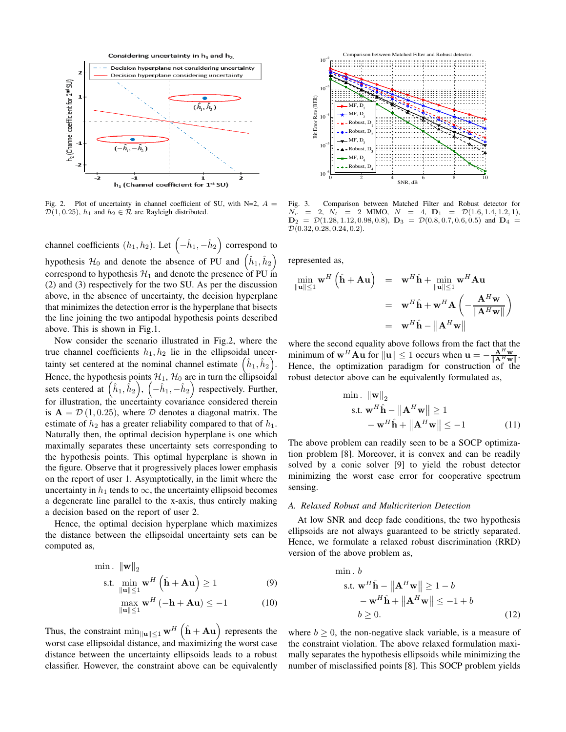Fig. 2. Plot of uncertainty in channel coefficient of SU, with N=2, $A = \mathcal{D}(1, 0.25)$, $h_1$ and $h_2 \in \mathcal{R}$ are Rayleigh distributed.

Fig. 3. Comparison between Matched Filter and Robust detector for $N_r = 2$, $N_t = 2$ MIMO, $N = 4$, $\mathbf{D}_1 = \mathcal{D}(1.6, 1.4, 1.2, 1)$, $\mathbf{D}_2 = \mathcal{D}(1.28, 1.12, 0.98, 0.8)$, $\mathbf{D}_3 = \mathcal{D}(0.8, 0.7, 0.6, 0.5)$ and $\mathbf{D}_4 = \mathcal{D}(0.32, 0.28, 0.24, 0.2)$.

channel coefficients $(h_1, h_2)$. Let $\left(-\hat{h}_1, -\hat{h}_2\right)$ correspond to hypothesis $\mathcal{H}_0$ and denote the absence of PU and $\left(\hat{h}_1, \hat{h}_2\right)$ correspond to hypothesis $\mathcal{H}_1$ and denote the presence of PU in (2) and (3) respectively for the two SU. As per the discussion above, in the absence of uncertainty, the decision hyperplane that minimizes the detection error is the hyperplane that bisects the line joining the two antipodal hypothesis points described above. This is shown in Fig.1.

Now consider the scenario illustrated in Fig.2, where the true channel coefficients $h_1, h_2$ lie in the ellipsoidal uncertainty set centered at the nominal channel estimate $\left(\hat{h}_1, \hat{h}_2\right)$. Hence, the hypothesis points $\mathcal{H}_1$, $\mathcal{H}_0$ are in turn the ellipsoidal sets centered at $\left(\hat{h}_1, \hat{h}_2\right)$, $\left(-\hat{h}_1, -\hat{h}_2\right)$ respectively. Further, for illustration, the uncertainty covariance considered therein is $\mathbf{A} = \mathcal{D}(1, 0.25)$, where $\mathcal{D}$ denotes a diagonal matrix. The estimate of $h_2$ has a greater reliability compared to that of $h_1$. Naturally then, the optimal decision hyperplane is one which maximally separates these uncertainty sets corresponding to the hypothesis points. This optimal hyperplane is shown in the figure. Observe that it progressively places lower emphasis on the report of user 1. Asymptotically, in the limit where the uncertainty in $h_1$ tends to $\infty$, the uncertainty ellipsoid becomes a degenerate line parallel to the x-axis, thus entirely making a decision based on the report of user 2.

Hence, the optimal decision hyperplane which maximizes the distance between the ellipsoidal uncertainty sets can be computed as,

$$
\begin{aligned}
\min . \ & \|\mathbf{w}\|_2 \\
\text{s.t.} \ & \min_{\|\mathbf{u}\| \leq 1} \mathbf{w}^H \left(\hat{\mathbf{h}} + \mathbf{A}\mathbf{u}\right) \geq 1 \qquad (9) \\
& \max_{\|\mathbf{u}\| \leq 1} \mathbf{w}^H \left(-\mathbf{h} + \mathbf{A}\mathbf{u}\right) \leq -1 \qquad (10)
\end{aligned}
$$

Thus, the constraint $\min_{\|\mathbf{u}\| \leq 1} \mathbf{w}^H \left(\hat{\mathbf{h}} + \mathbf{A}\mathbf{u}\right)$ represents the worst case ellipsoidal distance, and maximizing the worst case distance between the uncertainty ellipsoids leads to a robust classifier. However, the constraint above can be equivalently represented as,

$$
\begin{aligned}
\min_{\|\mathbf{u}\| \leq 1} \mathbf{w}^H \left(\hat{\mathbf{h}} + \mathbf{A}\mathbf{u}\right) &= \mathbf{w}^H \hat{\mathbf{h}} + \min_{\|\mathbf{u}\| \leq 1} \mathbf{w}^H \mathbf{A}\mathbf{u} \\
&= \mathbf{w}^H \hat{\mathbf{h}} + \mathbf{w}^H \mathbf{A} \left(-\frac{\mathbf{A}^H \mathbf{w}}{\|\mathbf{A}^H \mathbf{w}\|}\right) \\
&= \mathbf{w}^H \hat{\mathbf{h}} - \left\|\mathbf{A}^H \mathbf{w}\right\|
\end{aligned}
$$

where the second equality above follows from the fact that the minimum of $\mathbf{w}^H \mathbf{A}\mathbf{u}$ for $\|\mathbf{u}\| \leq 1$ occurs when $\mathbf{u} = -\frac{\mathbf{A}^H \mathbf{w}}{\|\mathbf{A}^H \mathbf{w}\|}$. Hence, the optimization paradigm for construction of the robust detector above can be equivalently formulated as,

$$
\begin{aligned}
\min . \ & \|\mathbf{w}\|_2 \\
\text{s.t.} \ & \mathbf{w}^H \hat{\mathbf{h}} - \left\|\mathbf{A}^H \mathbf{w}\right\| \geq 1 \\
& -\mathbf{w}^H \hat{\mathbf{h}} + \left\|\mathbf{A}^H \mathbf{w}\right\| \leq -1 \qquad (11)
\end{aligned}
$$

The above problem can readily seen to be a SOCP optimization problem [8]. Moreover, it is convex and can be readily solved by a conic solver [9] to yield the robust detector minimizing the worst case error for cooperative spectrum sensing.

### A. Relaxed Robust and Multicriterion Detection

At low SNR and deep fade conditions, the two hypothesis ellipsoids are not always guaranteed to be strictly separated. Hence, we formulate a relaxed robust discrimination (RRD) version of the above problem as,

$$
\begin{aligned}
\min . \ & b \\
\text{s.t.} \ & \mathbf{w}^H \hat{\mathbf{h}} - \left\|\mathbf{A}^H \mathbf{w}\right\| \geq 1 - b \\
& -\mathbf{w}^H \hat{\mathbf{h}} + \left\|\mathbf{A}^H \mathbf{w}\right\| \leq -1 + b \\
& b \geq 0. \qquad (12)
\end{aligned}
$$

where $b \geq 0$, the non-negative slack variable, is a measure of the constraint violation. The above relaxed formulation maximally separates the hypothesis ellipsoids while minimizing the number of misclassified points [8]. This SOCP problem yields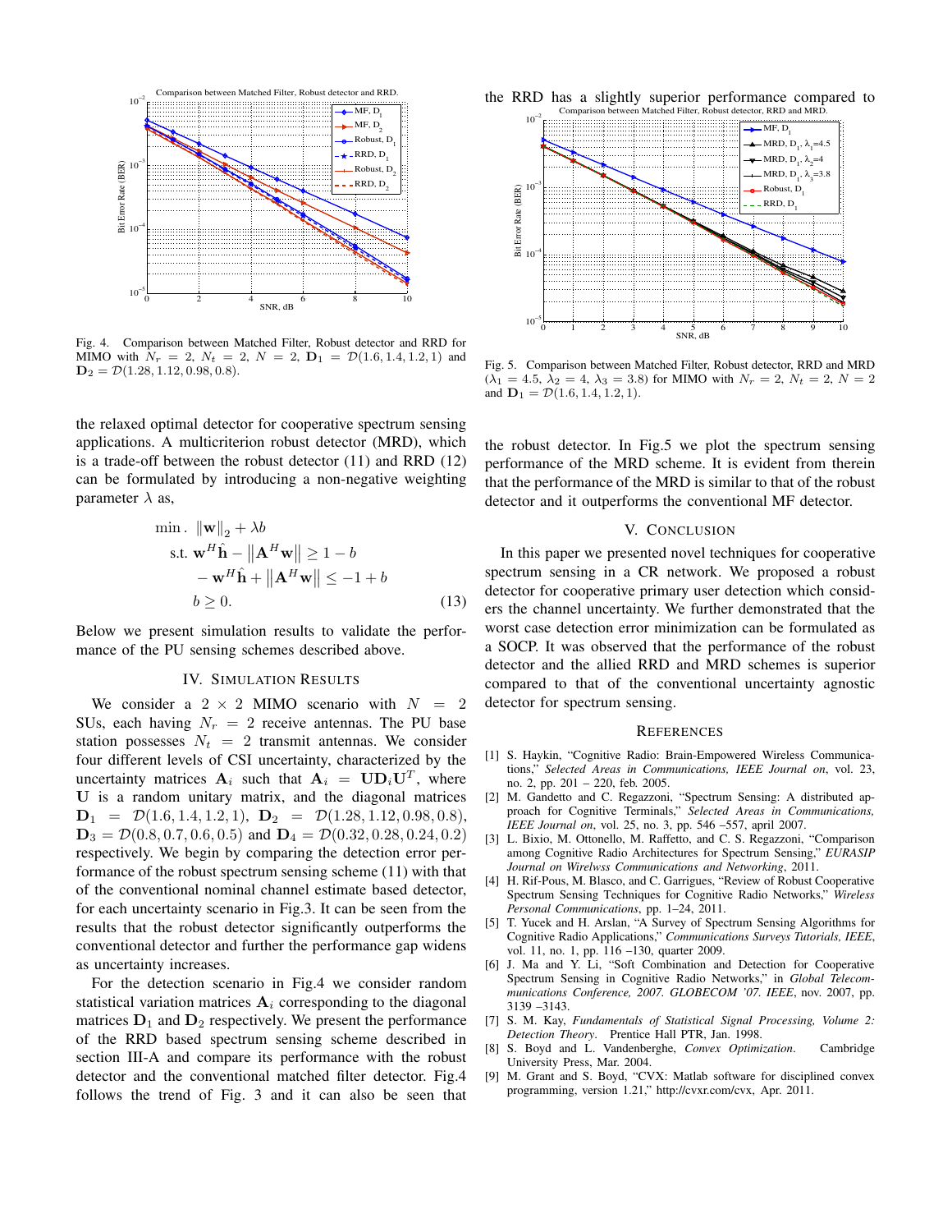Comparison between Matched Filter, Robust detector and RRD.

Bit Error Rate (BER)

SNR, dB

$10^{-2}$, $10^{-3}$, $10^{-4}$, $10^{-5}$

0, 2, 4, 6, 8, 10

MF, $D_1$
MF, $D_2$
Robust, $D_1$
RRD, $D_1$
Robust, $D_2$
RRD, $D_2$

Fig. 4. Comparison between Matched Filter, Robust detector and RRD for MIMO with $N_r = 2$, $N_t = 2$, $N = 2$, $\mathbf{D}_1 = \mathcal{D}(1.6, 1.4, 1.2, 1)$ and $\mathbf{D}_2 = \mathcal{D}(1.28, 1.12, 0.98, 0.8)$.

the relaxed optimal detector for cooperative spectrum sensing applications. A multicriterion robust detector (MRD), which is a trade-off between the robust detector (11) and RRD (12) can be formulated by introducing a non-negative weighting parameter $\lambda$ as,

$$
\begin{aligned}
\min . \ & \|\mathbf{w}\|_2 + \lambda b \\
\text{s.t. } & \mathbf{w}^H \hat{\mathbf{h}} - \left\|\mathbf{A}^H \mathbf{w}\right\| \geq 1 - b \\
& - \mathbf{w}^H \hat{\mathbf{h}} + \left\|\mathbf{A}^H \mathbf{w}\right\| \leq -1 + b \\
& b \geq 0. \qquad (13)
\end{aligned}
$$

Below we present simulation results to validate the performance of the PU sensing schemes described above.

## IV. Simulation Results

We consider a $2 \times 2$ MIMO scenario with $N = 2$ SUs, each having $N_r = 2$ receive antennas. The PU base station possesses $N_t = 2$ transmit antennas. We consider four different levels of CSI uncertainty, characterized by the uncertainty matrices $\mathbf{A}_i$ such that $\mathbf{A}_i = \mathbf{U}\mathbf{D}_i\mathbf{U}^T$, where $\mathbf{U}$ is a random unitary matrix, and the diagonal matrices $\mathbf{D}_1 = \mathcal{D}(1.6, 1.4, 1.2, 1)$, $\mathbf{D}_2 = \mathcal{D}(1.28, 1.12, 0.98, 0.8)$, $\mathbf{D}_3 = \mathcal{D}(0.8, 0.7, 0.6, 0.5)$ and $\mathbf{D}_4 = \mathcal{D}(0.32, 0.28, 0.24, 0.2)$ respectively. We begin by comparing the detection error performance of the robust spectrum sensing scheme (11) with that of the conventional nominal channel estimate based detector, for each uncertainty scenario in Fig.3. It can be seen from the results that the robust detector significantly outperforms the conventional detector and further the performance gap widens as uncertainty increases.

For the detection scenario in Fig.4 we consider random statistical variation matrices $\mathbf{A}_i$ corresponding to the diagonal matrices $\mathbf{D}_1$ and $\mathbf{D}_2$ respectively. We present the performance of the RRD based spectrum sensing scheme described in section III-A and compare its performance with the robust detector and the conventional matched filter detector. Fig.4 follows the trend of Fig. 3 and it can also be seen that the RRD has a slightly superior performance compared to the robust detector. In Fig.5 we plot the spectrum sensing performance of the MRD scheme. It is evident from therein that the performance of the MRD is similar to that of the robust detector and it outperforms the conventional MF detector.

Comparison between Matched Filter, Robust detector, RRD and MRD.

Bit Error Rate (BER)

SNR, dB

$10^{-2}$, $10^{-3}$, $10^{-4}$, $10^{-5}$

0, 1, 2, 3, 4, 5, 6, 7, 8, 9, 10

MF, $D_1$
MRD, $D_1$, $\lambda_1$=4.5
MRD, $D_1$, $\lambda_2$=4
MRD, $D_1$, $\lambda_3$=3.8
Robust, $D_1$
RRD, $D_1$

Fig. 5. Comparison between Matched Filter, Robust detector, RRD and MRD ($\lambda_1 = 4.5$, $\lambda_2 = 4$, $\lambda_3 = 3.8$) for MIMO with $N_r = 2$, $N_t = 2$, $N = 2$ and $\mathbf{D}_1 = \mathcal{D}(1.6, 1.4, 1.2, 1)$.

## V. Conclusion

In this paper we presented novel techniques for cooperative spectrum sensing in a CR network. We proposed a robust detector for cooperative primary user detection which considers the channel uncertainty. We further demonstrated that the worst case detection error minimization can be formulated as a SOCP. It was observed that the performance of the robust detector and the allied RRD and MRD schemes is superior compared to that of the conventional uncertainty agnostic detector for spectrum sensing.

## References

[1] S. Haykin, "Cognitive Radio: Brain-Empowered Wireless Communications," *Selected Areas in Communications, IEEE Journal on*, vol. 23, no. 2, pp. 201 – 220, feb. 2005.

[2] M. Gandetto and C. Regazzoni, "Spectrum Sensing: A distributed approach for Cognitive Terminals," *Selected Areas in Communications, IEEE Journal on*, vol. 25, no. 3, pp. 546 –557, april 2007.

[3] L. Bixio, M. Ottonello, M. Raffetto, and C. S. Regazzoni, "Comparison among Cognitive Radio Architectures for Spectrum Sensing," *EURASIP Journal on Wirelwss Communications and Networking*, 2011.

[4] H. Rif-Pous, M. Blasco, and C. Garrigues, "Review of Robust Cooperative Spectrum Sensing Techniques for Cognitive Radio Networks," *Wireless Personal Communications*, pp. 1–24, 2011.

[5] T. Yucek and H. Arslan, "A Survey of Spectrum Sensing Algorithms for Cognitive Radio Applications," *Communications Surveys Tutorials, IEEE*, vol. 11, no. 1, pp. 116 –130, quarter 2009.

[6] J. Ma and Y. Li, "Soft Combination and Detection for Cooperative Spectrum Sensing in Cognitive Radio Networks," in *Global Telecommunications Conference, 2007. GLOBECOM '07. IEEE*, nov. 2007, pp. 3139 –3143.

[7] S. M. Kay, *Fundamentals of Statistical Signal Processing, Volume 2: Detection Theory*. Prentice Hall PTR, Jan. 1998.

[8] S. Boyd and L. Vandenberghe, *Convex Optimization*. Cambridge University Press, Mar. 2004.

[9] M. Grant and S. Boyd, "CVX: Matlab software for disciplined convex programming, version 1.21," http://cvxr.com/cvx, Apr. 2011.